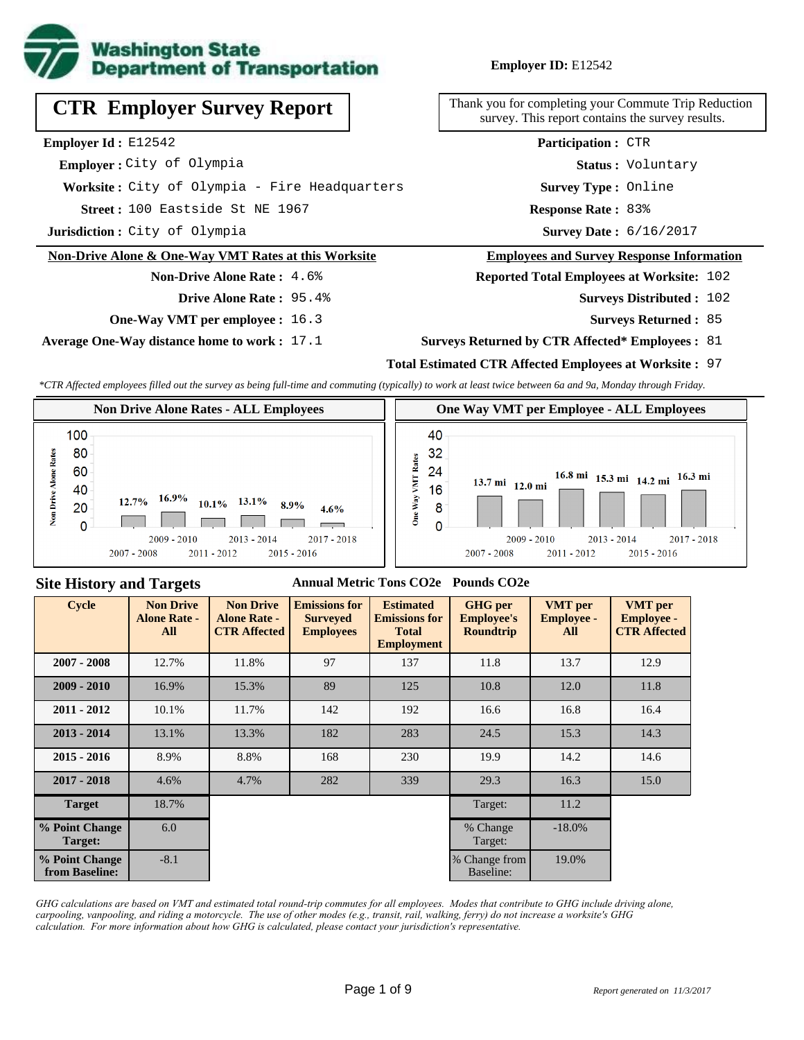**Washington State Department of Transportation**

**Employer ID:** E12542

# CTR Employer Survey Report

Thank you for completing your Commute Trip Reduction survey. This report contains the survey results.

**Employer Id :** E12542

**Employer :** City of Olympia

**Worksite :** City of Olympia - Fire Headquarters

**Street :** 100 Eastside St NE 1967

**Jurisdiction :** City of Olympia

**Participation :** CTR

**Status :** Voluntary

**Survey Type :** Online

**Response Rate :** 83%

**Survey Date :** 6/16/2017

## Non-Drive Alone & One-Way VMT Rates at this Worksite

**Non-Drive Alone Rate :** 4.6%

**Drive Alone Rate :** 95.4%

**One-Way VMT per employee :** 16.3

**Average One-Way distance home to work :** 17.1

## Employees and Survey Response Information

**Reported Total Employees at Worksite:** 102

**Surveys Distributed :** 102

**Surveys Returned :** 85

**Surveys Returned by CTR Affected* Employees :** 81

**Total Estimated CTR Affected Employees at Worksite :** 97

*CTR Affected employees filled out the survey as being full-time and commuting (typically) to work at least twice between 6a and 9a, Monday through Friday.*

### Non Drive Alone Rates - ALL Employees

| Cycle | Non Drive Alone Rate |
|---|---|
| 2007 - 2008 | 12.7% |
| 2009 - 2010 | 16.9% |
| 2011 - 2012 | 10.1% |
| 2013 - 2014 | 13.1% |
| 2015 - 2016 | 8.9% |
| 2017 - 2018 | 4.6% |

### One Way VMT per Employee - ALL Employees

| Cycle | One Way VMT |
|---|---|
| 2007 - 2008 | 13.7 mi |
| 2009 - 2010 | 12.0 mi |
| 2011 - 2012 | 16.8 mi |
| 2013 - 2014 | 15.3 mi |
| 2015 - 2016 | 14.2 mi |
| 2017 - 2018 | 16.3 mi |

## Site History and Targets

| Cycle | Non Drive Alone Rate - All | Non Drive Alone Rate - CTR Affected | Emissions for Surveyed Employees (Annual Metric Tons CO2e) | Estimated Emissions for Total Employment (Annual Metric Tons CO2e) | GHG per Employee's Roundtrip (Pounds CO2e) | VMT per Employee - All | VMT per Employee - CTR Affected |
|---|---|---|---|---|---|---|---|
| 2007 - 2008 | 12.7% | 11.8% | 97 | 137 | 11.8 | 13.7 | 12.9 |
| 2009 - 2010 | 16.9% | 15.3% | 89 | 125 | 10.8 | 12.0 | 11.8 |
| 2011 - 2012 | 10.1% | 11.7% | 142 | 192 | 16.6 | 16.8 | 16.4 |
| 2013 - 2014 | 13.1% | 13.3% | 182 | 283 | 24.5 | 15.3 | 14.3 |
| 2015 - 2016 | 8.9% | 8.8% | 168 | 230 | 19.9 | 14.2 | 14.6 |
| 2017 - 2018 | 4.6% | 4.7% | 282 | 339 | 29.3 | 16.3 | 15.0 |
| Target | 18.7% | | | | Target: | 11.2 | |
| % Point Change Target: | 6.0 | | | | % Change Target: | -18.0% | |
| % Point Change from Baseline: | -8.1 | | | | % Change from Baseline: | 19.0% | |

*GHG calculations are based on VMT and estimated total round-trip commutes for all employees. Modes that contribute to GHG include driving alone, carpooling, vanpooling, and riding a motorcycle. The use of other modes (e.g., transit, rail, walking, ferry) do not increase a worksite's GHG calculation. For more information about how GHG is calculated, please contact your jurisdiction's representative.*

*Report generated on 11/3/2017*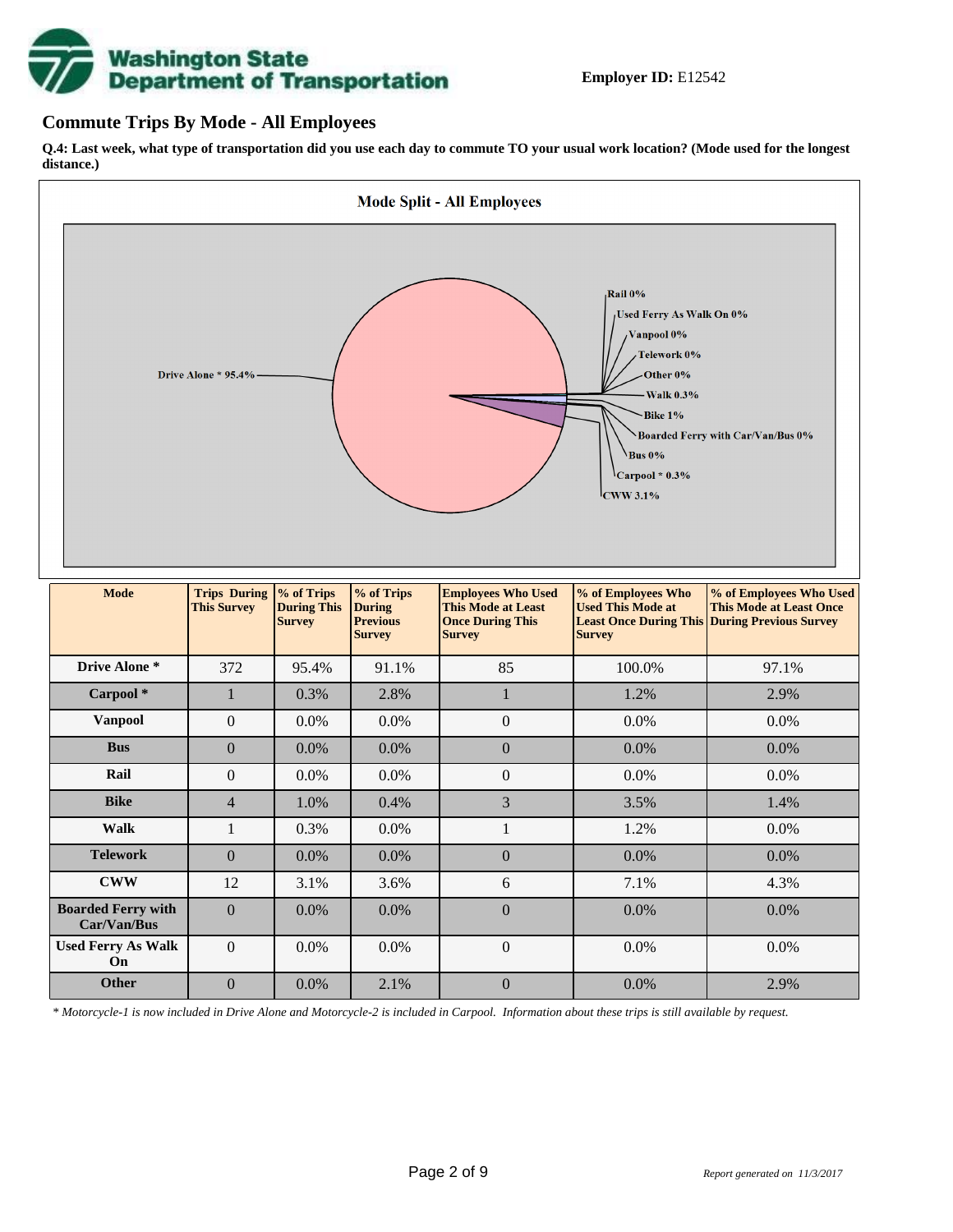**Employer ID:** E12542

## Commute Trips By Mode - All Employees

**Q.4: Last week, what type of transportation did you use each day to commute TO your usual work location? (Mode used for the longest distance.)**

**Mode Split - All Employees**

Drive Alone * 95.4%
Rail 0%
Used Ferry As Walk On 0%
Vanpool 0%
Telework 0%
Other 0%
Walk 0.3%
Bike 1%
Boarded Ferry with Car/Van/Bus 0%
Bus 0%
Carpool * 0.3%
CWW 3.1%

| Mode | Trips During This Survey | % of Trips During This Survey | % of Trips During Previous Survey | Employees Who Used This Mode at Least Once During This Survey | % of Employees Who Used This Mode at Least Once During This Survey | % of Employees Who Used This Mode at Least Once During Previous Survey |
|---|---|---|---|---|---|---|
| **Drive Alone *** | 372 | 95.4% | 91.1% | 85 | 100.0% | 97.1% |
| **Carpool *** | 1 | 0.3% | 2.8% | 1 | 1.2% | 2.9% |
| **Vanpool** | 0 | 0.0% | 0.0% | 0 | 0.0% | 0.0% |
| **Bus** | 0 | 0.0% | 0.0% | 0 | 0.0% | 0.0% |
| **Rail** | 0 | 0.0% | 0.0% | 0 | 0.0% | 0.0% |
| **Bike** | 4 | 1.0% | 0.4% | 3 | 3.5% | 1.4% |
| **Walk** | 1 | 0.3% | 0.0% | 1 | 1.2% | 0.0% |
| **Telework** | 0 | 0.0% | 0.0% | 0 | 0.0% | 0.0% |
| **CWW** | 12 | 3.1% | 3.6% | 6 | 7.1% | 4.3% |
| **Boarded Ferry with Car/Van/Bus** | 0 | 0.0% | 0.0% | 0 | 0.0% | 0.0% |
| **Used Ferry As Walk On** | 0 | 0.0% | 0.0% | 0 | 0.0% | 0.0% |
| **Other** | 0 | 0.0% | 2.1% | 0 | 0.0% | 2.9% |

*\* Motorcycle-1 is now included in Drive Alone and Motorcycle-2 is included in Carpool. Information about these trips is still available by request.*

*Report generated on 11/3/2017*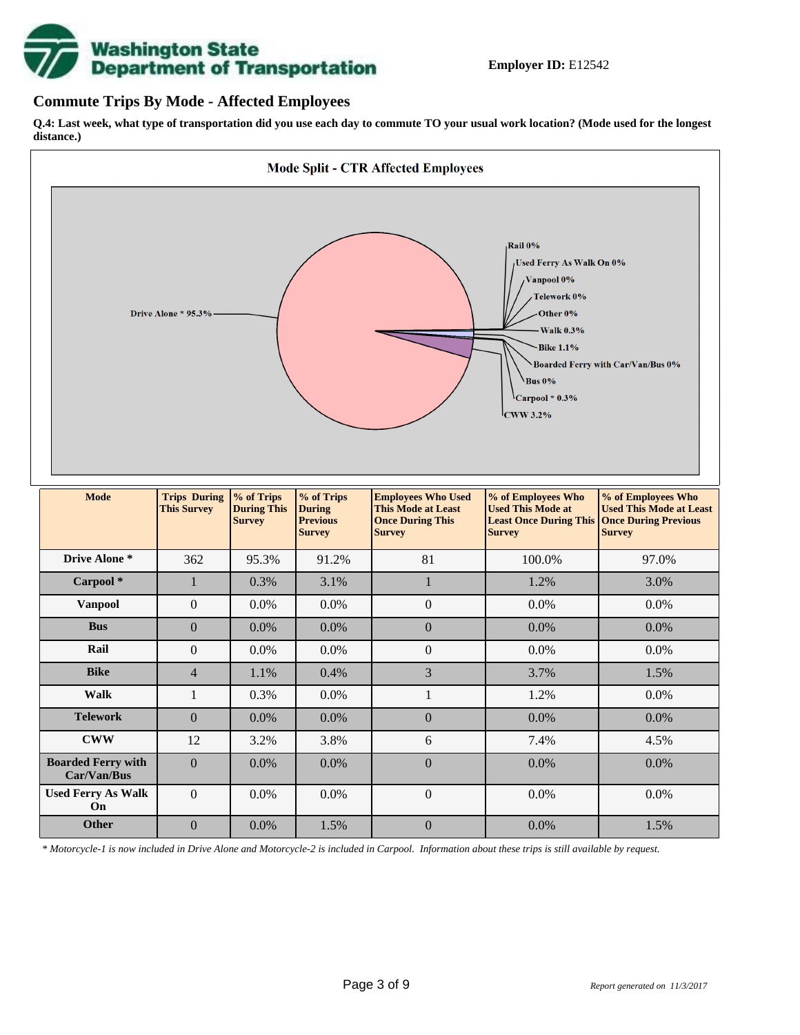**Employer ID:** E12542

## Commute Trips By Mode - Affected Employees

**Q.4: Last week, what type of transportation did you use each day to commute TO your usual work location? (Mode used for the longest distance.)**

**Mode Split - CTR Affected Employees**

Drive Alone * 95.3%
Rail 0%
Used Ferry As Walk On 0%
Vanpool 0%
Telework 0%
Other 0%
Walk 0.3%
Bike 1.1%
Boarded Ferry with Car/Van/Bus 0%
Bus 0%
Carpool * 0.3%
CWW 3.2%

| Mode | Trips During This Survey | % of Trips During This Survey | % of Trips During Previous Survey | Employees Who Used This Mode at Least Once During This Survey | % of Employees Who Used This Mode at Least Once During This Survey | % of Employees Who Used This Mode at Least Once During Previous Survey |
|---|---|---|---|---|---|---|
| **Drive Alone *** | 362 | 95.3% | 91.2% | 81 | 100.0% | 97.0% |
| **Carpool *** | 1 | 0.3% | 3.1% | 1 | 1.2% | 3.0% |
| **Vanpool** | 0 | 0.0% | 0.0% | 0 | 0.0% | 0.0% |
| **Bus** | 0 | 0.0% | 0.0% | 0 | 0.0% | 0.0% |
| **Rail** | 0 | 0.0% | 0.0% | 0 | 0.0% | 0.0% |
| **Bike** | 4 | 1.1% | 0.4% | 3 | 3.7% | 1.5% |
| **Walk** | 1 | 0.3% | 0.0% | 1 | 1.2% | 0.0% |
| **Telework** | 0 | 0.0% | 0.0% | 0 | 0.0% | 0.0% |
| **CWW** | 12 | 3.2% | 3.8% | 6 | 7.4% | 4.5% |
| **Boarded Ferry with Car/Van/Bus** | 0 | 0.0% | 0.0% | 0 | 0.0% | 0.0% |
| **Used Ferry As Walk On** | 0 | 0.0% | 0.0% | 0 | 0.0% | 0.0% |
| **Other** | 0 | 0.0% | 1.5% | 0 | 0.0% | 1.5% |

*\* Motorcycle-1 is now included in Drive Alone and Motorcycle-2 is included in Carpool. Information about these trips is still available by request.*

*Report generated on 11/3/2017*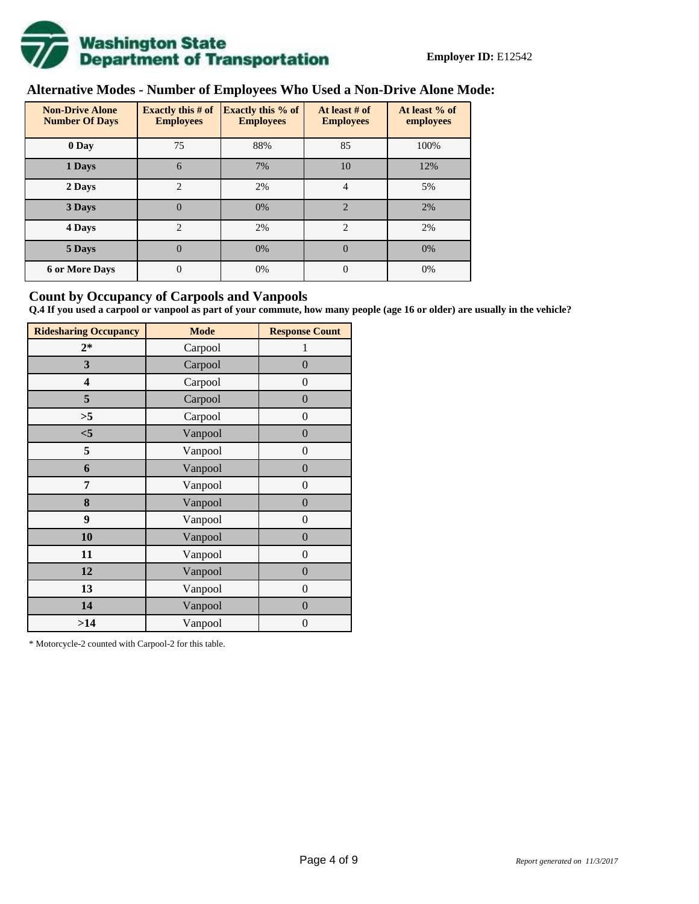**Employer ID:** E12542

## Alternative Modes - Number of Employees Who Used a Non-Drive Alone Mode:

| Non-Drive Alone Number Of Days | Exactly this # of Employees | Exactly this % of Employees | At least # of Employees | At least % of employees |
|---|---|---|---|---|
| 0 Day | 75 | 88% | 85 | 100% |
| 1 Days | 6 | 7% | 10 | 12% |
| 2 Days | 2 | 2% | 4 | 5% |
| 3 Days | 0 | 0% | 2 | 2% |
| 4 Days | 2 | 2% | 2 | 2% |
| 5 Days | 0 | 0% | 0 | 0% |
| 6 or More Days | 0 | 0% | 0 | 0% |

## Count by Occupancy of Carpools and Vanpools

**Q.4 If you used a carpool or vanpool as part of your commute, how many people (age 16 or older) are usually in the vehicle?**

| Ridesharing Occupancy | Mode | Response Count |
|---|---|---|
| 2* | Carpool | 1 |
| 3 | Carpool | 0 |
| 4 | Carpool | 0 |
| 5 | Carpool | 0 |
| >5 | Carpool | 0 |
| <5 | Vanpool | 0 |
| 5 | Vanpool | 0 |
| 6 | Vanpool | 0 |
| 7 | Vanpool | 0 |
| 8 | Vanpool | 0 |
| 9 | Vanpool | 0 |
| 10 | Vanpool | 0 |
| 11 | Vanpool | 0 |
| 12 | Vanpool | 0 |
| 13 | Vanpool | 0 |
| 14 | Vanpool | 0 |
| >14 | Vanpool | 0 |

* Motorcycle-2 counted with Carpool-2 for this table.

*Report generated on 11/3/2017*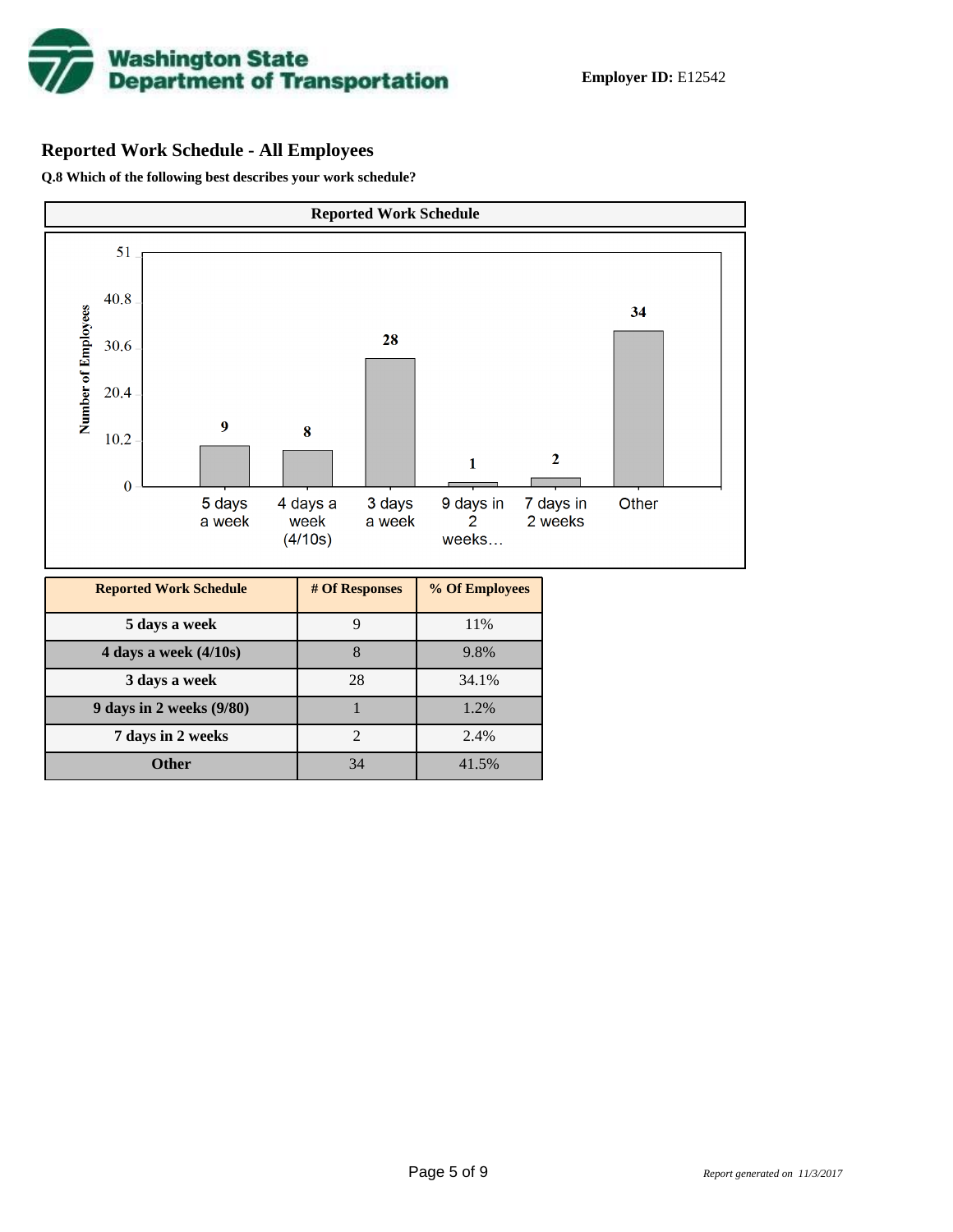**Employer ID:** E12542

## Reported Work Schedule - All Employees

**Q.8 Which of the following best describes your work schedule?**

**Reported Work Schedule**

| Reported Work Schedule | # Of Responses | % Of Employees |
|---|---|---|
| 5 days a week | 9 | 11% |
| 4 days a week (4/10s) | 8 | 9.8% |
| 3 days a week | 28 | 34.1% |
| 9 days in 2 weeks (9/80) | 1 | 1.2% |
| 7 days in 2 weeks | 2 | 2.4% |
| Other | 34 | 41.5% |

*Report generated on 11/3/2017*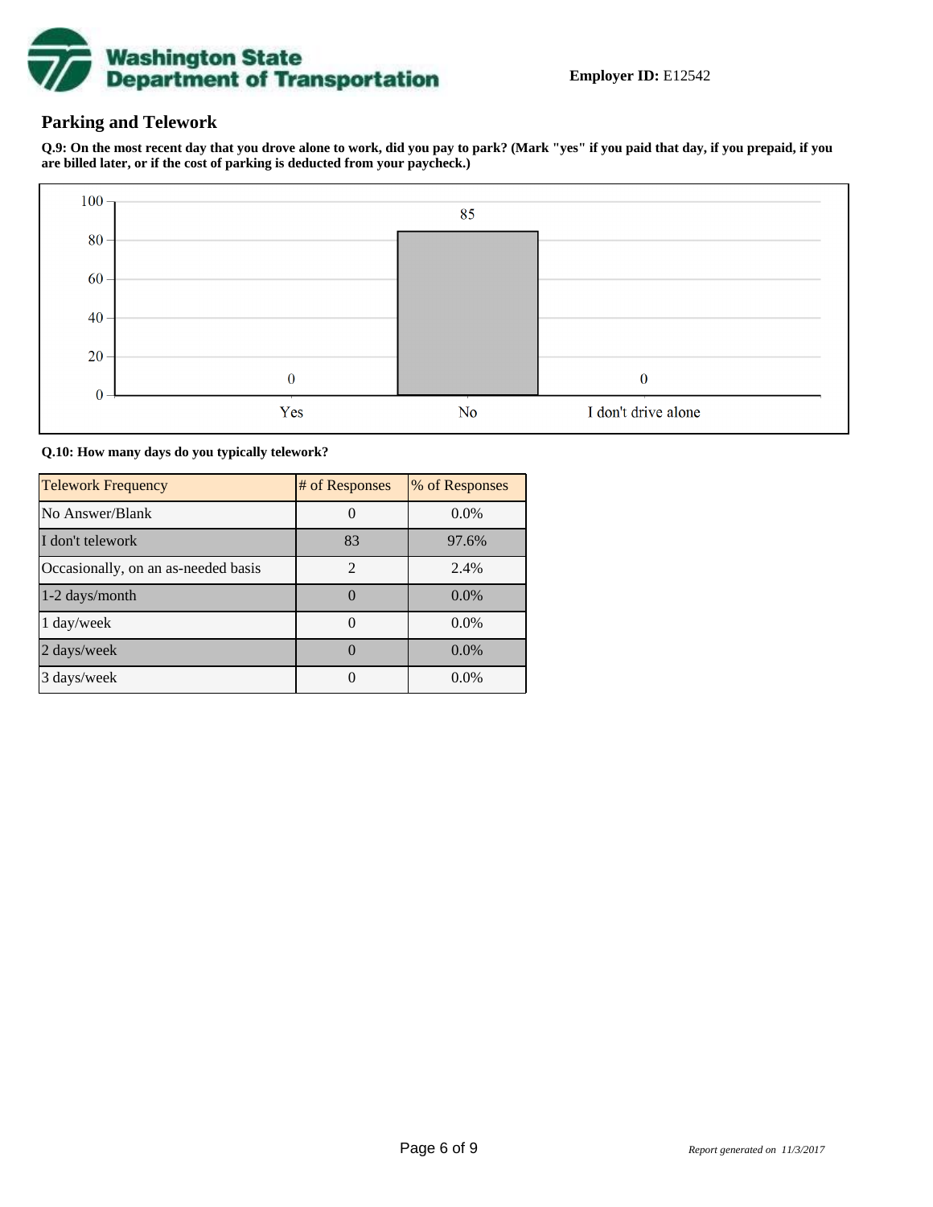**Employer ID:** E12542

## Parking and Telework

**Q.9: On the most recent day that you drove alone to work, did you pay to park? (Mark "yes" if you paid that day, if you prepaid, if you are billed later, or if the cost of parking is deducted from your paycheck.)**

| Response | Count |
| --- | --- |
| Yes | 0 |
| No | 85 |
| I don't drive alone | 0 |

**Q.10: How many days do you typically telework?**

| Telework Frequency | # of Responses | % of Responses |
| --- | --- | --- |
| No Answer/Blank | 0 | 0.0% |
| I don't telework | 83 | 97.6% |
| Occasionally, on an as-needed basis | 2 | 2.4% |
| 1-2 days/month | 0 | 0.0% |
| 1 day/week | 0 | 0.0% |
| 2 days/week | 0 | 0.0% |
| 3 days/week | 0 | 0.0% |

*Report generated on 11/3/2017*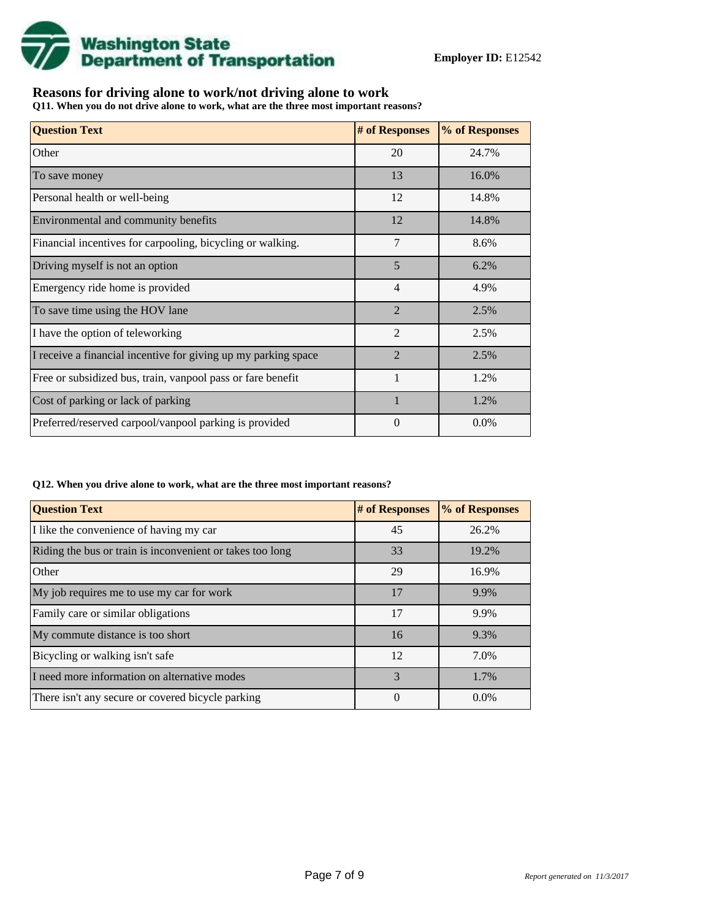**Employer ID:** E12542

## Reasons for driving alone to work/not driving alone to work

**Q11. When you do not drive alone to work, what are the three most important reasons?**

| Question Text | # of Responses | % of Responses |
|---|---|---|
| Other | 20 | 24.7% |
| To save money | 13 | 16.0% |
| Personal health or well-being | 12 | 14.8% |
| Environmental and community benefits | 12 | 14.8% |
| Financial incentives for carpooling, bicycling or walking. | 7 | 8.6% |
| Driving myself is not an option | 5 | 6.2% |
| Emergency ride home is provided | 4 | 4.9% |
| To save time using the HOV lane | 2 | 2.5% |
| I have the option of teleworking | 2 | 2.5% |
| I receive a financial incentive for giving up my parking space | 2 | 2.5% |
| Free or subsidized bus, train, vanpool pass or fare benefit | 1 | 1.2% |
| Cost of parking or lack of parking | 1 | 1.2% |
| Preferred/reserved carpool/vanpool parking is provided | 0 | 0.0% |

**Q12. When you drive alone to work, what are the three most important reasons?**

| Question Text | # of Responses | % of Responses |
|---|---|---|
| I like the convenience of having my car | 45 | 26.2% |
| Riding the bus or train is inconvenient or takes too long | 33 | 19.2% |
| Other | 29 | 16.9% |
| My job requires me to use my car for work | 17 | 9.9% |
| Family care or similar obligations | 17 | 9.9% |
| My commute distance is too short | 16 | 9.3% |
| Bicycling or walking isn't safe | 12 | 7.0% |
| I need more information on alternative modes | 3 | 1.7% |
| There isn't any secure or covered bicycle parking | 0 | 0.0% |

*Report generated on 11/3/2017*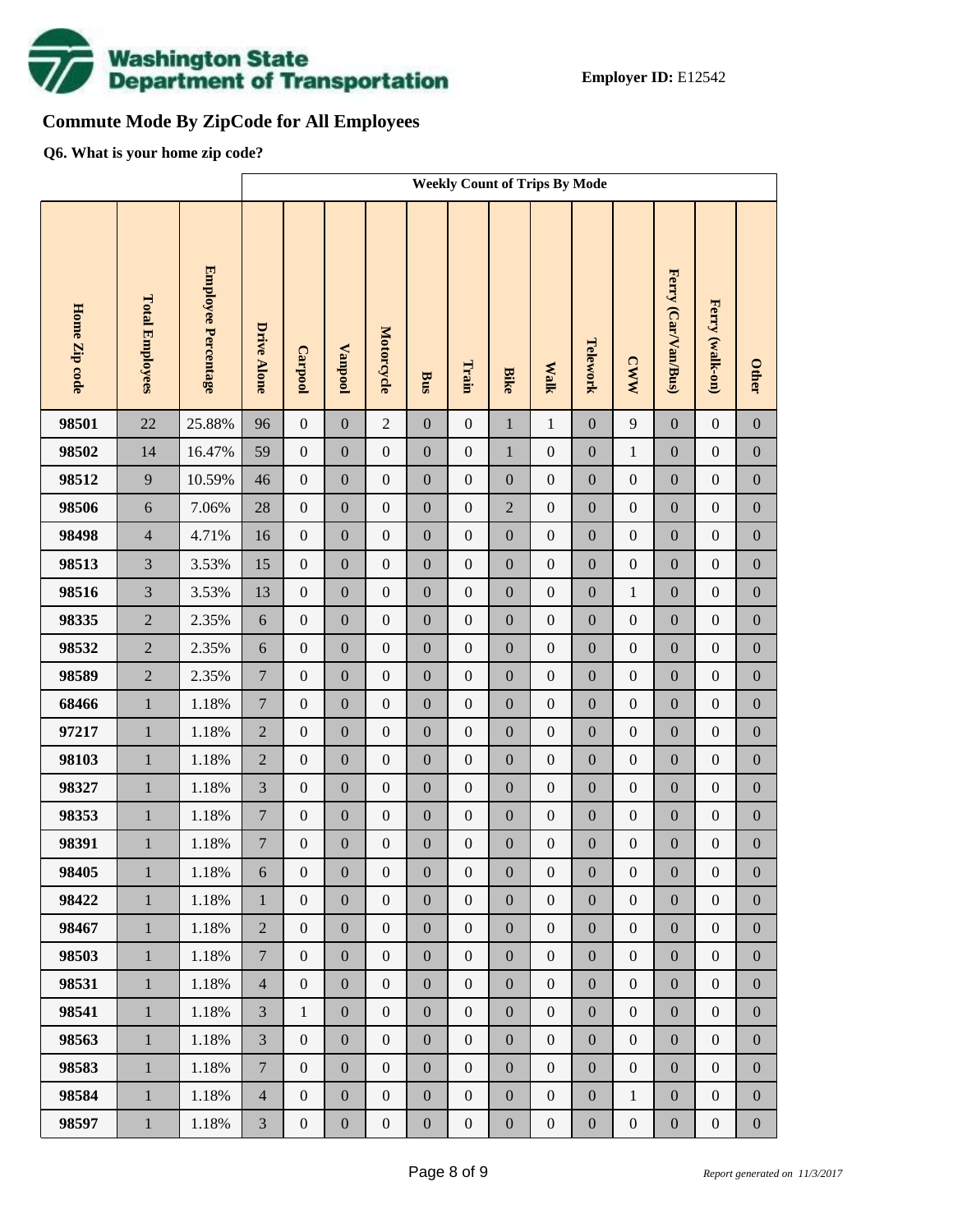**Employer ID:** E12542

## Commute Mode By ZipCode for All Employees

**Q6. What is your home zip code?**

| | | | Weekly Count of Trips By Mode | | | | | | | | | | | | |
|---|---|---|---|---|---|---|---|---|---|---|---|---|---|---|---|
| Home Zip code | Total Employees | Employee Percentage | Drive Alone | Carpool | Vanpool | Motorcycle | Bus | Train | Bike | Walk | Telework | CWW | Ferry (Car/Van/Bus) | Ferry (walk-on) | Other |
| 98501 | 22 | 25.88% | 96 | 0 | 0 | 2 | 0 | 0 | 1 | 1 | 0 | 9 | 0 | 0 | 0 |
| 98502 | 14 | 16.47% | 59 | 0 | 0 | 0 | 0 | 0 | 1 | 0 | 0 | 1 | 0 | 0 | 0 |
| 98512 | 9 | 10.59% | 46 | 0 | 0 | 0 | 0 | 0 | 0 | 0 | 0 | 0 | 0 | 0 | 0 |
| 98506 | 6 | 7.06% | 28 | 0 | 0 | 0 | 0 | 0 | 2 | 0 | 0 | 0 | 0 | 0 | 0 |
| 98498 | 4 | 4.71% | 16 | 0 | 0 | 0 | 0 | 0 | 0 | 0 | 0 | 0 | 0 | 0 | 0 |
| 98513 | 3 | 3.53% | 15 | 0 | 0 | 0 | 0 | 0 | 0 | 0 | 0 | 0 | 0 | 0 | 0 |
| 98516 | 3 | 3.53% | 13 | 0 | 0 | 0 | 0 | 0 | 0 | 0 | 0 | 1 | 0 | 0 | 0 |
| 98335 | 2 | 2.35% | 6 | 0 | 0 | 0 | 0 | 0 | 0 | 0 | 0 | 0 | 0 | 0 | 0 |
| 98532 | 2 | 2.35% | 6 | 0 | 0 | 0 | 0 | 0 | 0 | 0 | 0 | 0 | 0 | 0 | 0 |
| 98589 | 2 | 2.35% | 7 | 0 | 0 | 0 | 0 | 0 | 0 | 0 | 0 | 0 | 0 | 0 | 0 |
| 68466 | 1 | 1.18% | 7 | 0 | 0 | 0 | 0 | 0 | 0 | 0 | 0 | 0 | 0 | 0 | 0 |
| 97217 | 1 | 1.18% | 2 | 0 | 0 | 0 | 0 | 0 | 0 | 0 | 0 | 0 | 0 | 0 | 0 |
| 98103 | 1 | 1.18% | 2 | 0 | 0 | 0 | 0 | 0 | 0 | 0 | 0 | 0 | 0 | 0 | 0 |
| 98327 | 1 | 1.18% | 3 | 0 | 0 | 0 | 0 | 0 | 0 | 0 | 0 | 0 | 0 | 0 | 0 |
| 98353 | 1 | 1.18% | 7 | 0 | 0 | 0 | 0 | 0 | 0 | 0 | 0 | 0 | 0 | 0 | 0 |
| 98391 | 1 | 1.18% | 7 | 0 | 0 | 0 | 0 | 0 | 0 | 0 | 0 | 0 | 0 | 0 | 0 |
| 98405 | 1 | 1.18% | 6 | 0 | 0 | 0 | 0 | 0 | 0 | 0 | 0 | 0 | 0 | 0 | 0 |
| 98422 | 1 | 1.18% | 1 | 0 | 0 | 0 | 0 | 0 | 0 | 0 | 0 | 0 | 0 | 0 | 0 |
| 98467 | 1 | 1.18% | 2 | 0 | 0 | 0 | 0 | 0 | 0 | 0 | 0 | 0 | 0 | 0 | 0 |
| 98503 | 1 | 1.18% | 7 | 0 | 0 | 0 | 0 | 0 | 0 | 0 | 0 | 0 | 0 | 0 | 0 |
| 98531 | 1 | 1.18% | 4 | 0 | 0 | 0 | 0 | 0 | 0 | 0 | 0 | 0 | 0 | 0 | 0 |
| 98541 | 1 | 1.18% | 3 | 1 | 0 | 0 | 0 | 0 | 0 | 0 | 0 | 0 | 0 | 0 | 0 |
| 98563 | 1 | 1.18% | 3 | 0 | 0 | 0 | 0 | 0 | 0 | 0 | 0 | 0 | 0 | 0 | 0 |
| 98583 | 1 | 1.18% | 7 | 0 | 0 | 0 | 0 | 0 | 0 | 0 | 0 | 0 | 0 | 0 | 0 |
| 98584 | 1 | 1.18% | 4 | 0 | 0 | 0 | 0 | 0 | 0 | 0 | 0 | 1 | 0 | 0 | 0 |
| 98597 | 1 | 1.18% | 3 | 0 | 0 | 0 | 0 | 0 | 0 | 0 | 0 | 0 | 0 | 0 | 0 |

*Report generated on 11/3/2017*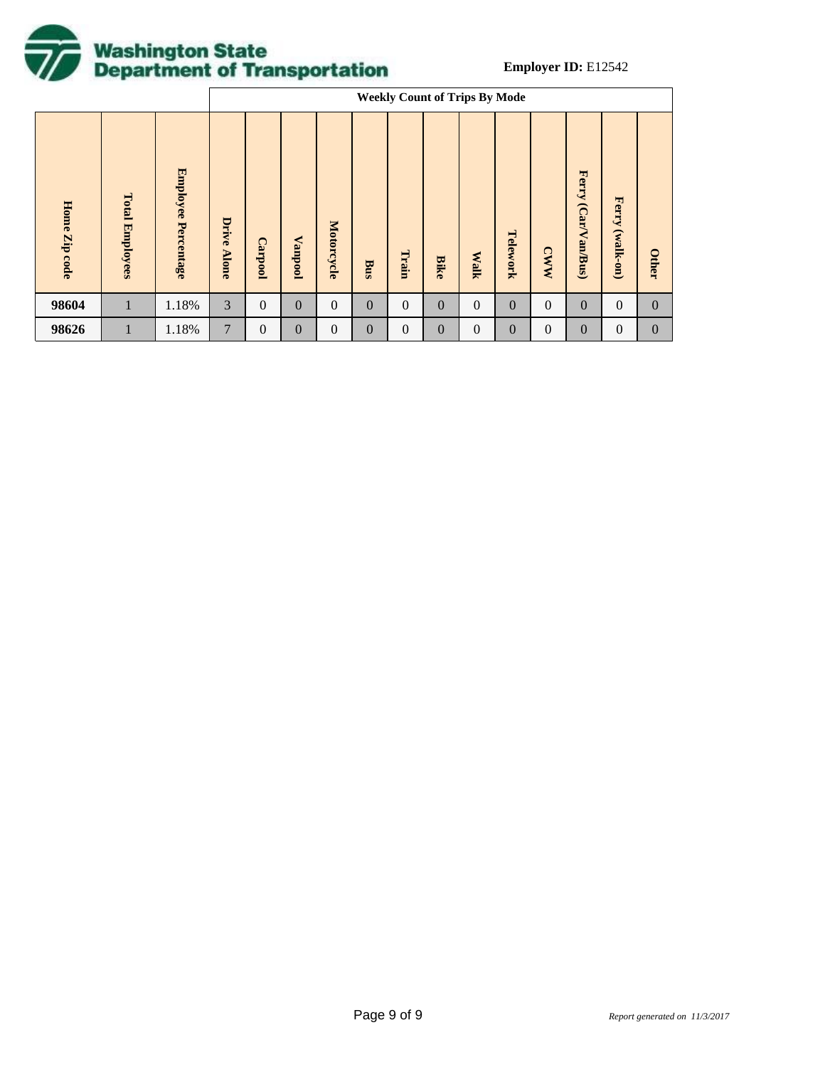# Washington State Department of Transportation

**Employer ID:** E12542

| Home Zip code | Total Employees | Employee Percentage | Weekly Count of Trips By Mode | | | | | | | | | | | | | |
|---|---|---|---|---|---|---|---|---|---|---|---|---|---|---|---|---|
| | | | Drive Alone | Carpool | Vanpool | Motorcycle | Bus | Train | Bike | Walk | Telework | CWW | Ferry (Car/Van/Bus) | Ferry (walk-on) | Other |
| **98604** | 1 | 1.18% | 3 | 0 | 0 | 0 | 0 | 0 | 0 | 0 | 0 | 0 | 0 | 0 | 0 |
| **98626** | 1 | 1.18% | 7 | 0 | 0 | 0 | 0 | 0 | 0 | 0 | 0 | 0 | 0 | 0 | 0 |

*Report generated on 11/3/2017*